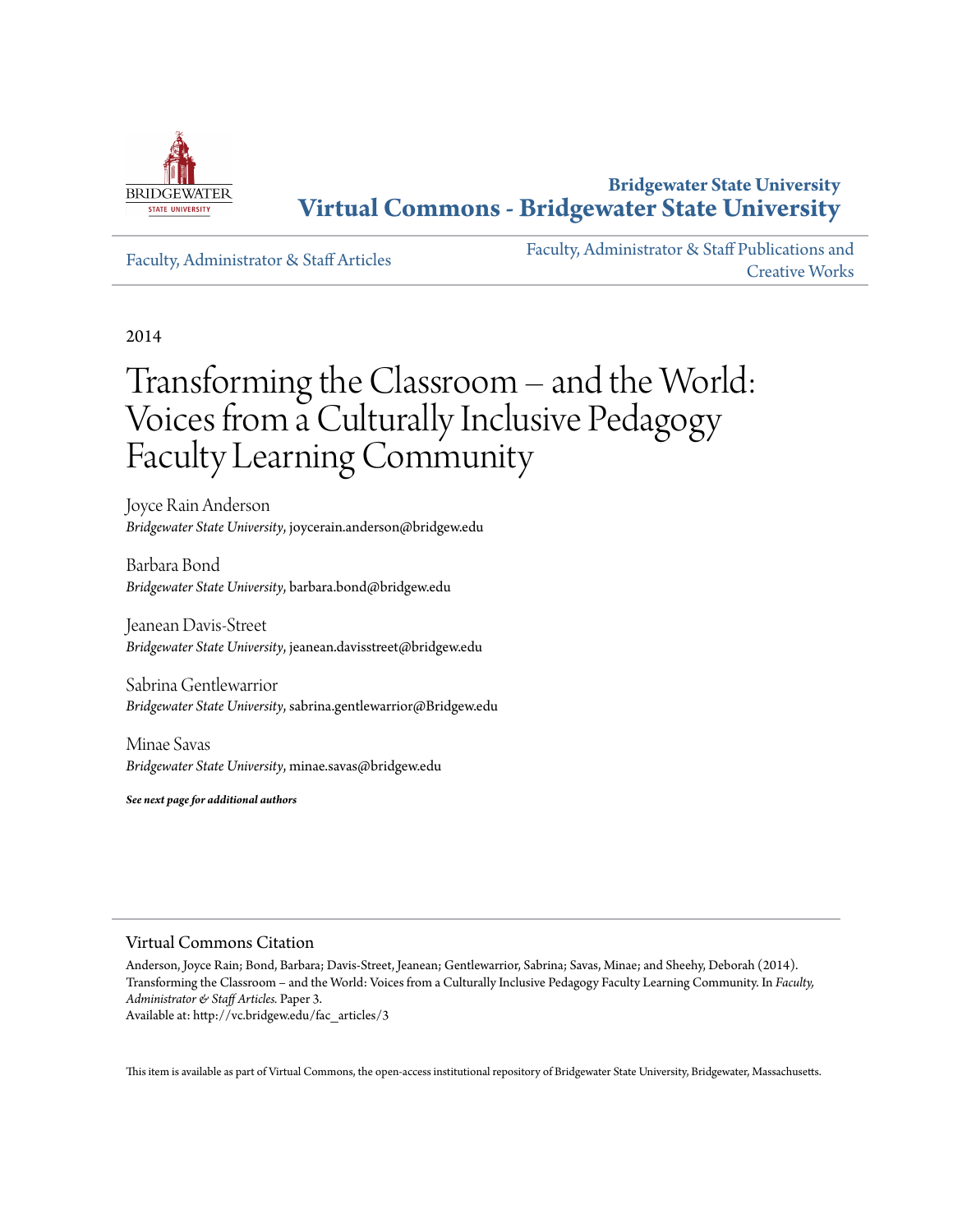**Bridgewater State University**
**Virtual Commons - Bridgewater State University**

Faculty, Administrator & Staff Articles

Faculty, Administrator & Staff Publications and Creative Works

2014

# Transforming the Classroom – and the World: Voices from a Culturally Inclusive Pedagogy Faculty Learning Community

Joyce Rain Anderson
*Bridgewater State University*, joycerain.anderson@bridgew.edu

Barbara Bond
*Bridgewater State University*, barbara.bond@bridgew.edu

Jeanean Davis-Street
*Bridgewater State University*, jeanean.davisstreet@bridgew.edu

Sabrina Gentlewarrior
*Bridgewater State University*, sabrina.gentlewarrior@Bridgew.edu

Minae Savas
*Bridgewater State University*, minae.savas@bridgew.edu

***See next page for additional authors***

## Virtual Commons Citation

Anderson, Joyce Rain; Bond, Barbara; Davis-Street, Jeanean; Gentlewarrior, Sabrina; Savas, Minae; and Sheehy, Deborah (2014). Transforming the Classroom – and the World: Voices from a Culturally Inclusive Pedagogy Faculty Learning Community. In *Faculty, Administrator & Staff Articles.* Paper 3.
Available at: http://vc.bridgew.edu/fac_articles/3

This item is available as part of Virtual Commons, the open-access institutional repository of Bridgewater State University, Bridgewater, Massachusetts.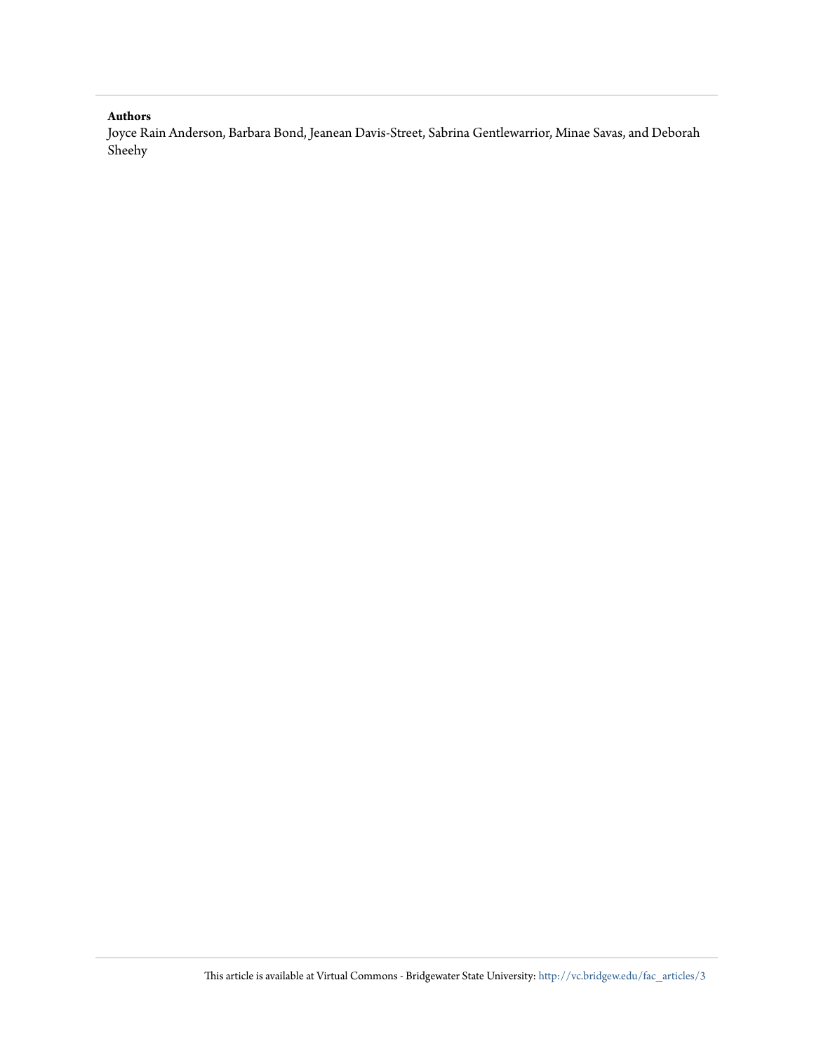**Authors**

Joyce Rain Anderson, Barbara Bond, Jeanean Davis-Street, Sabrina Gentlewarrior, Minae Savas, and Deborah Sheehy

This article is available at Virtual Commons - Bridgewater State University: http://vc.bridgew.edu/fac_articles/3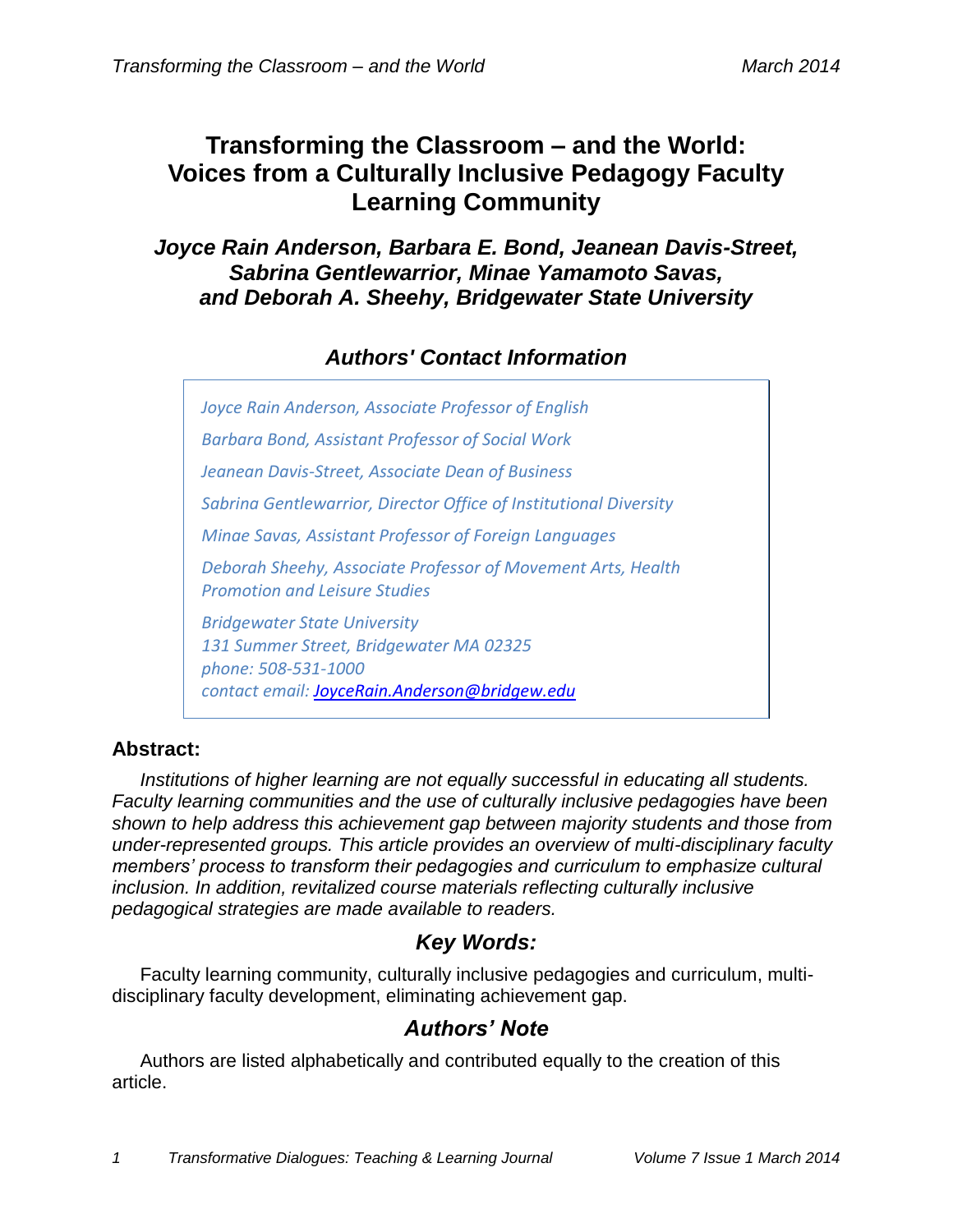# Transforming the Classroom – and the World: Voices from a Culturally Inclusive Pedagogy Faculty Learning Community

### *Joyce Rain Anderson, Barbara E. Bond, Jeanean Davis-Street, Sabrina Gentlewarrior, Minae Yamamoto Savas, and Deborah A. Sheehy, Bridgewater State University*

## *Authors' Contact Information*

*Joyce Rain Anderson, Associate Professor of English*

*Barbara Bond, Assistant Professor of Social Work*

*Jeanean Davis-Street, Associate Dean of Business*

*Sabrina Gentlewarrior, Director Office of Institutional Diversity*

*Minae Savas, Assistant Professor of Foreign Languages*

*Deborah Sheehy, Associate Professor of Movement Arts, Health Promotion and Leisure Studies*

*Bridgewater State University*
*131 Summer Street, Bridgewater MA 02325*
*phone: 508-531-1000*
*contact email: JoyceRain.Anderson@bridgew.edu*

## Abstract:

*Institutions of higher learning are not equally successful in educating all students. Faculty learning communities and the use of culturally inclusive pedagogies have been shown to help address this achievement gap between majority students and those from under-represented groups. This article provides an overview of multi-disciplinary faculty members' process to transform their pedagogies and curriculum to emphasize cultural inclusion. In addition, revitalized course materials reflecting culturally inclusive pedagogical strategies are made available to readers.*

## *Key Words:*

Faculty learning community, culturally inclusive pedagogies and curriculum, multi-disciplinary faculty development, eliminating achievement gap.

## *Authors' Note*

Authors are listed alphabetically and contributed equally to the creation of this article.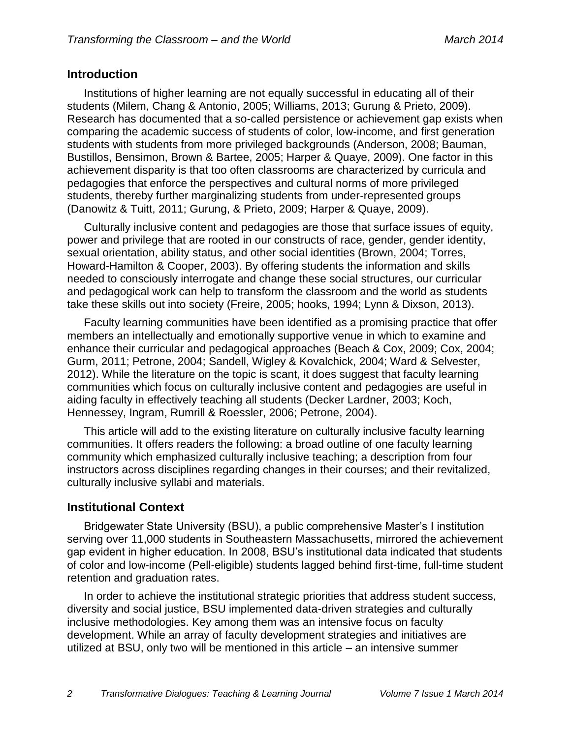## Introduction

Institutions of higher learning are not equally successful in educating all of their students (Milem, Chang & Antonio, 2005; Williams, 2013; Gurung & Prieto, 2009). Research has documented that a so-called persistence or achievement gap exists when comparing the academic success of students of color, low-income, and first generation students with students from more privileged backgrounds (Anderson, 2008; Bauman, Bustillos, Bensimon, Brown & Bartee, 2005; Harper & Quaye, 2009). One factor in this achievement disparity is that too often classrooms are characterized by curricula and pedagogies that enforce the perspectives and cultural norms of more privileged students, thereby further marginalizing students from under-represented groups (Danowitz & Tuitt, 2011; Gurung, & Prieto, 2009; Harper & Quaye, 2009).

Culturally inclusive content and pedagogies are those that surface issues of equity, power and privilege that are rooted in our constructs of race, gender, gender identity, sexual orientation, ability status, and other social identities (Brown, 2004; Torres, Howard-Hamilton & Cooper, 2003). By offering students the information and skills needed to consciously interrogate and change these social structures, our curricular and pedagogical work can help to transform the classroom and the world as students take these skills out into society (Freire, 2005; hooks, 1994; Lynn & Dixson, 2013).

Faculty learning communities have been identified as a promising practice that offer members an intellectually and emotionally supportive venue in which to examine and enhance their curricular and pedagogical approaches (Beach & Cox, 2009; Cox, 2004; Gurm, 2011; Petrone, 2004; Sandell, Wigley & Kovalchick, 2004; Ward & Selvester, 2012). While the literature on the topic is scant, it does suggest that faculty learning communities which focus on culturally inclusive content and pedagogies are useful in aiding faculty in effectively teaching all students (Decker Lardner, 2003; Koch, Hennessey, Ingram, Rumrill & Roessler, 2006; Petrone, 2004).

This article will add to the existing literature on culturally inclusive faculty learning communities. It offers readers the following: a broad outline of one faculty learning community which emphasized culturally inclusive teaching; a description from four instructors across disciplines regarding changes in their courses; and their revitalized, culturally inclusive syllabi and materials.

## Institutional Context

Bridgewater State University (BSU), a public comprehensive Master's I institution serving over 11,000 students in Southeastern Massachusetts, mirrored the achievement gap evident in higher education. In 2008, BSU's institutional data indicated that students of color and low-income (Pell-eligible) students lagged behind first-time, full-time student retention and graduation rates.

In order to achieve the institutional strategic priorities that address student success, diversity and social justice, BSU implemented data-driven strategies and culturally inclusive methodologies. Key among them was an intensive focus on faculty development. While an array of faculty development strategies and initiatives are utilized at BSU, only two will be mentioned in this article – an intensive summer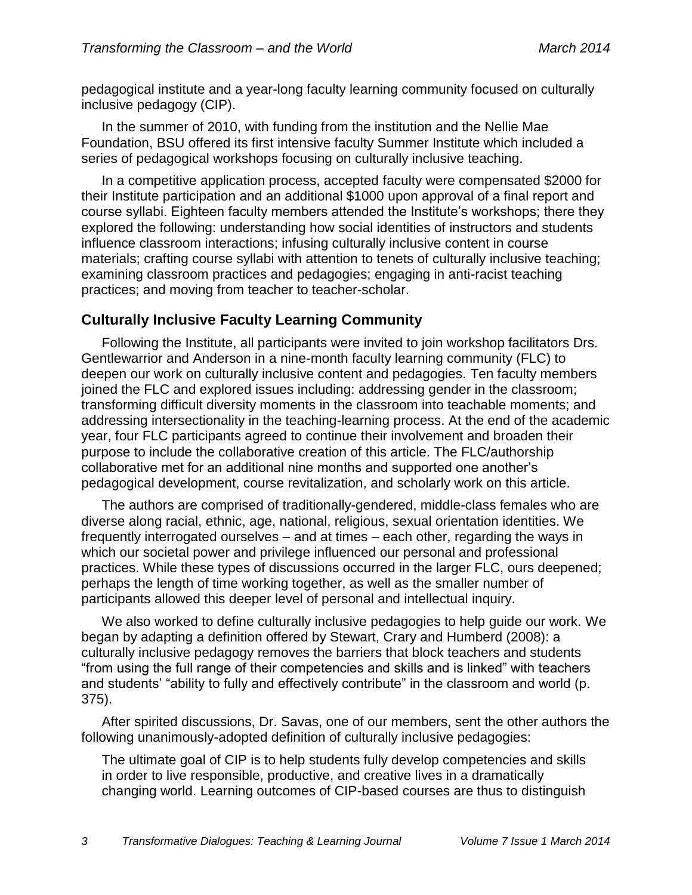pedagogical institute and a year-long faculty learning community focused on culturally inclusive pedagogy (CIP).

In the summer of 2010, with funding from the institution and the Nellie Mae Foundation, BSU offered its first intensive faculty Summer Institute which included a series of pedagogical workshops focusing on culturally inclusive teaching.

In a competitive application process, accepted faculty were compensated $2000 for their Institute participation and an additional $1000 upon approval of a final report and course syllabi. Eighteen faculty members attended the Institute's workshops; there they explored the following: understanding how social identities of instructors and students influence classroom interactions; infusing culturally inclusive content in course materials; crafting course syllabi with attention to tenets of culturally inclusive teaching; examining classroom practices and pedagogies; engaging in anti-racist teaching practices; and moving from teacher to teacher-scholar.

## Culturally Inclusive Faculty Learning Community

Following the Institute, all participants were invited to join workshop facilitators Drs. Gentlewarrior and Anderson in a nine-month faculty learning community (FLC) to deepen our work on culturally inclusive content and pedagogies. Ten faculty members joined the FLC and explored issues including: addressing gender in the classroom; transforming difficult diversity moments in the classroom into teachable moments; and addressing intersectionality in the teaching-learning process. At the end of the academic year, four FLC participants agreed to continue their involvement and broaden their purpose to include the collaborative creation of this article. The FLC/authorship collaborative met for an additional nine months and supported one another's pedagogical development, course revitalization, and scholarly work on this article.

The authors are comprised of traditionally-gendered, middle-class females who are diverse along racial, ethnic, age, national, religious, sexual orientation identities. We frequently interrogated ourselves – and at times – each other, regarding the ways in which our societal power and privilege influenced our personal and professional practices. While these types of discussions occurred in the larger FLC, ours deepened; perhaps the length of time working together, as well as the smaller number of participants allowed this deeper level of personal and intellectual inquiry.

We also worked to define culturally inclusive pedagogies to help guide our work. We began by adapting a definition offered by Stewart, Crary and Humberd (2008): a culturally inclusive pedagogy removes the barriers that block teachers and students "from using the full range of their competencies and skills and is linked" with teachers and students' "ability to fully and effectively contribute" in the classroom and world (p. 375).

After spirited discussions, Dr. Savas, one of our members, sent the other authors the following unanimously-adopted definition of culturally inclusive pedagogies:

> The ultimate goal of CIP is to help students fully develop competencies and skills in order to live responsible, productive, and creative lives in a dramatically changing world. Learning outcomes of CIP-based courses are thus to distinguish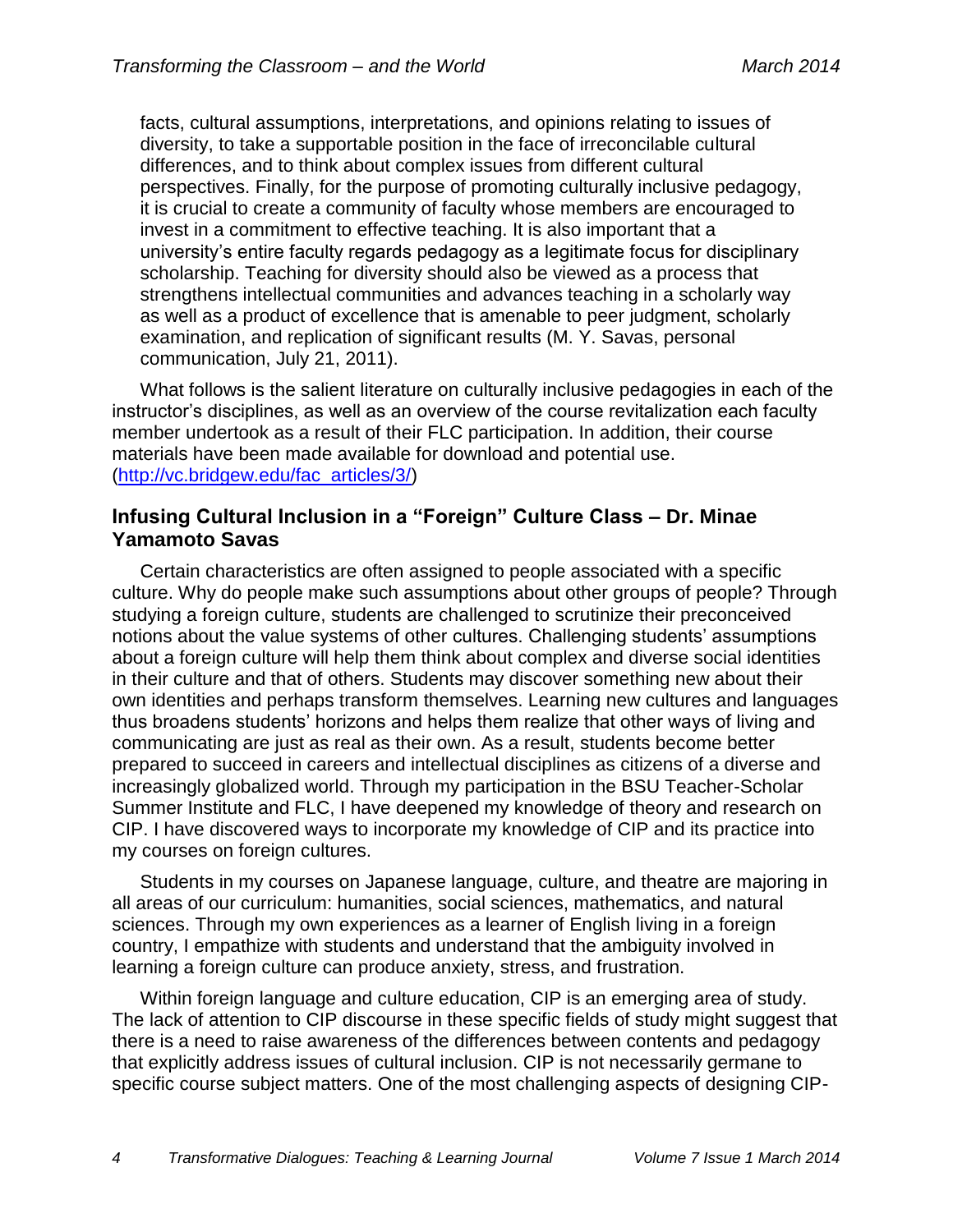facts, cultural assumptions, interpretations, and opinions relating to issues of diversity, to take a supportable position in the face of irreconcilable cultural differences, and to think about complex issues from different cultural perspectives. Finally, for the purpose of promoting culturally inclusive pedagogy, it is crucial to create a community of faculty whose members are encouraged to invest in a commitment to effective teaching. It is also important that a university's entire faculty regards pedagogy as a legitimate focus for disciplinary scholarship. Teaching for diversity should also be viewed as a process that strengthens intellectual communities and advances teaching in a scholarly way as well as a product of excellence that is amenable to peer judgment, scholarly examination, and replication of significant results (M. Y. Savas, personal communication, July 21, 2011).

What follows is the salient literature on culturally inclusive pedagogies in each of the instructor's disciplines, as well as an overview of the course revitalization each faculty member undertook as a result of their FLC participation. In addition, their course materials have been made available for download and potential use. (http://vc.bridgew.edu/fac_articles/3/)

## Infusing Cultural Inclusion in a "Foreign" Culture Class – Dr. Minae Yamamoto Savas

Certain characteristics are often assigned to people associated with a specific culture. Why do people make such assumptions about other groups of people? Through studying a foreign culture, students are challenged to scrutinize their preconceived notions about the value systems of other cultures. Challenging students' assumptions about a foreign culture will help them think about complex and diverse social identities in their culture and that of others. Students may discover something new about their own identities and perhaps transform themselves. Learning new cultures and languages thus broadens students' horizons and helps them realize that other ways of living and communicating are just as real as their own. As a result, students become better prepared to succeed in careers and intellectual disciplines as citizens of a diverse and increasingly globalized world. Through my participation in the BSU Teacher-Scholar Summer Institute and FLC, I have deepened my knowledge of theory and research on CIP. I have discovered ways to incorporate my knowledge of CIP and its practice into my courses on foreign cultures.

Students in my courses on Japanese language, culture, and theatre are majoring in all areas of our curriculum: humanities, social sciences, mathematics, and natural sciences. Through my own experiences as a learner of English living in a foreign country, I empathize with students and understand that the ambiguity involved in learning a foreign culture can produce anxiety, stress, and frustration.

Within foreign language and culture education, CIP is an emerging area of study. The lack of attention to CIP discourse in these specific fields of study might suggest that there is a need to raise awareness of the differences between contents and pedagogy that explicitly address issues of cultural inclusion. CIP is not necessarily germane to specific course subject matters. One of the most challenging aspects of designing CIP-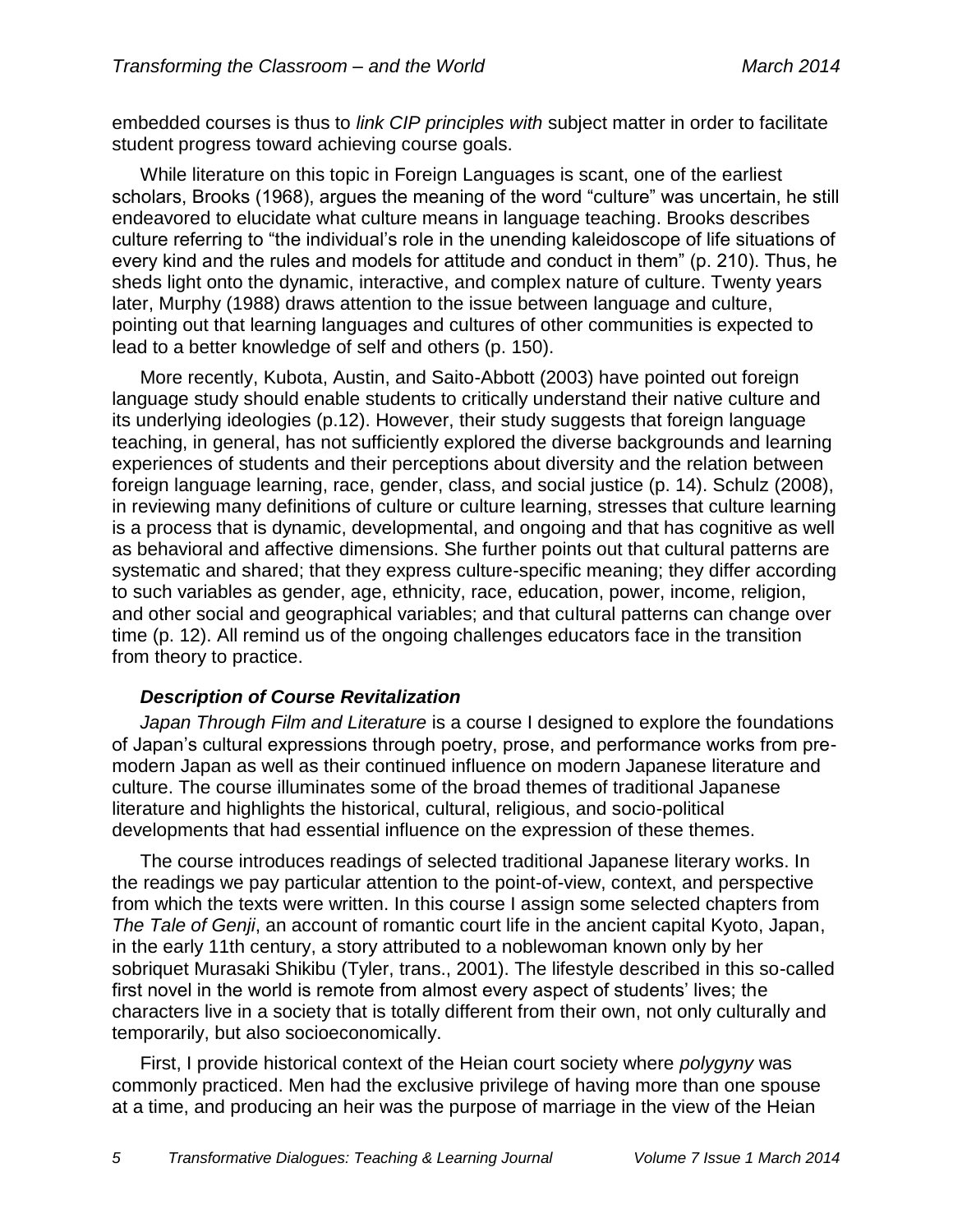embedded courses is thus to *link CIP principles with* subject matter in order to facilitate student progress toward achieving course goals.

While literature on this topic in Foreign Languages is scant, one of the earliest scholars, Brooks (1968), argues the meaning of the word "culture" was uncertain, he still endeavored to elucidate what culture means in language teaching. Brooks describes culture referring to "the individual's role in the unending kaleidoscope of life situations of every kind and the rules and models for attitude and conduct in them" (p. 210). Thus, he sheds light onto the dynamic, interactive, and complex nature of culture. Twenty years later, Murphy (1988) draws attention to the issue between language and culture, pointing out that learning languages and cultures of other communities is expected to lead to a better knowledge of self and others (p. 150).

More recently, Kubota, Austin, and Saito-Abbott (2003) have pointed out foreign language study should enable students to critically understand their native culture and its underlying ideologies (p.12). However, their study suggests that foreign language teaching, in general, has not sufficiently explored the diverse backgrounds and learning experiences of students and their perceptions about diversity and the relation between foreign language learning, race, gender, class, and social justice (p. 14). Schulz (2008), in reviewing many definitions of culture or culture learning, stresses that culture learning is a process that is dynamic, developmental, and ongoing and that has cognitive as well as behavioral and affective dimensions. She further points out that cultural patterns are systematic and shared; that they express culture-specific meaning; they differ according to such variables as gender, age, ethnicity, race, education, power, income, religion, and other social and geographical variables; and that cultural patterns can change over time (p. 12). All remind us of the ongoing challenges educators face in the transition from theory to practice.

### *Description of Course Revitalization*

*Japan Through Film and Literature* is a course I designed to explore the foundations of Japan's cultural expressions through poetry, prose, and performance works from pre-modern Japan as well as their continued influence on modern Japanese literature and culture. The course illuminates some of the broad themes of traditional Japanese literature and highlights the historical, cultural, religious, and socio-political developments that had essential influence on the expression of these themes.

The course introduces readings of selected traditional Japanese literary works. In the readings we pay particular attention to the point-of-view, context, and perspective from which the texts were written. In this course I assign some selected chapters from *The Tale of Genji*, an account of romantic court life in the ancient capital Kyoto, Japan, in the early 11th century, a story attributed to a noblewoman known only by her sobriquet Murasaki Shikibu (Tyler, trans., 2001). The lifestyle described in this so-called first novel in the world is remote from almost every aspect of students' lives; the characters live in a society that is totally different from their own, not only culturally and temporarily, but also socioeconomically.

First, I provide historical context of the Heian court society where *polygyny* was commonly practiced. Men had the exclusive privilege of having more than one spouse at a time, and producing an heir was the purpose of marriage in the view of the Heian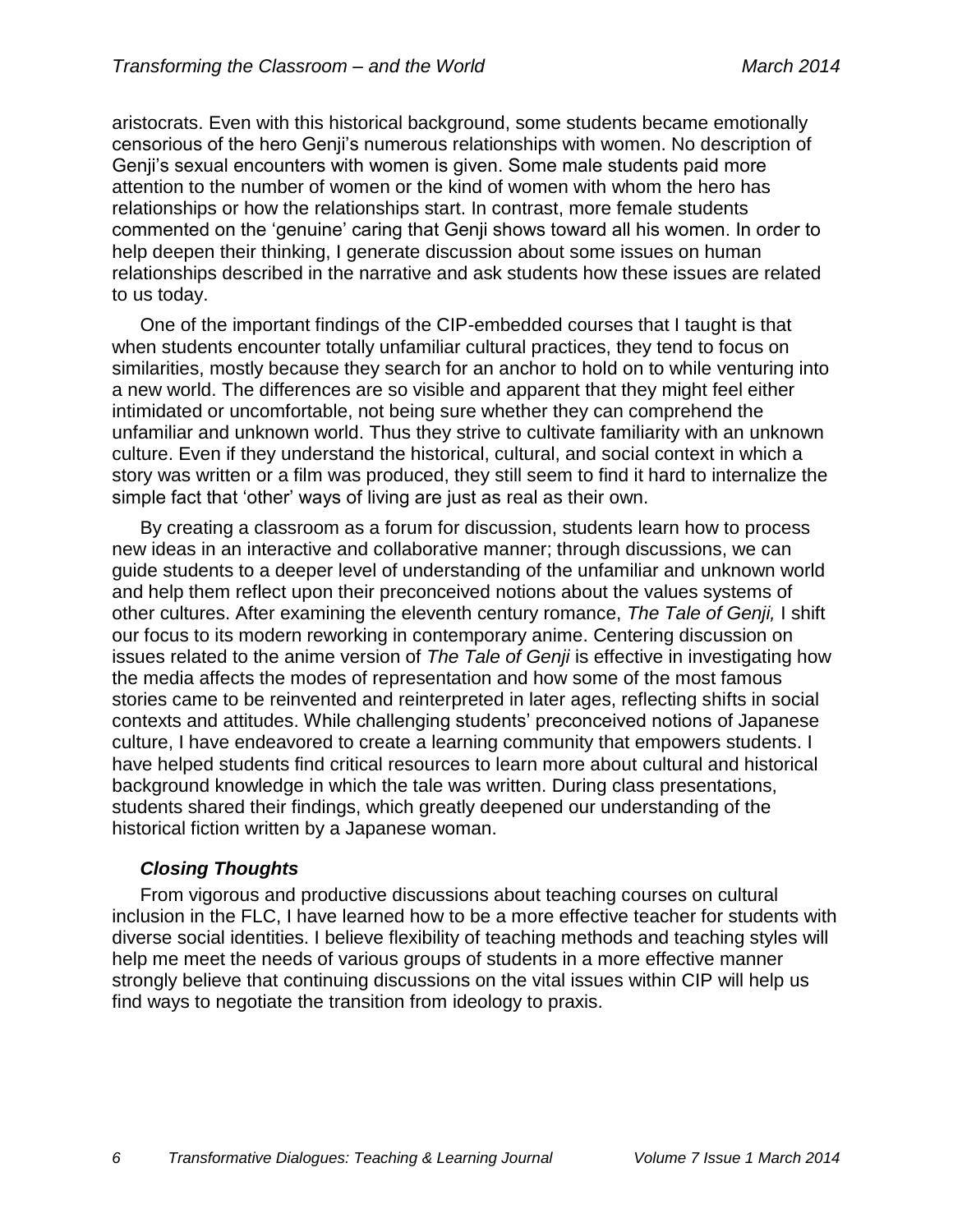aristocrats. Even with this historical background, some students became emotionally censorious of the hero Genji's numerous relationships with women. No description of Genji's sexual encounters with women is given. Some male students paid more attention to the number of women or the kind of women with whom the hero has relationships or how the relationships start. In contrast, more female students commented on the 'genuine' caring that Genji shows toward all his women. In order to help deepen their thinking, I generate discussion about some issues on human relationships described in the narrative and ask students how these issues are related to us today.

One of the important findings of the CIP-embedded courses that I taught is that when students encounter totally unfamiliar cultural practices, they tend to focus on similarities, mostly because they search for an anchor to hold on to while venturing into a new world. The differences are so visible and apparent that they might feel either intimidated or uncomfortable, not being sure whether they can comprehend the unfamiliar and unknown world. Thus they strive to cultivate familiarity with an unknown culture. Even if they understand the historical, cultural, and social context in which a story was written or a film was produced, they still seem to find it hard to internalize the simple fact that 'other' ways of living are just as real as their own.

By creating a classroom as a forum for discussion, students learn how to process new ideas in an interactive and collaborative manner; through discussions, we can guide students to a deeper level of understanding of the unfamiliar and unknown world and help them reflect upon their preconceived notions about the values systems of other cultures. After examining the eleventh century romance, *The Tale of Genji,* I shift our focus to its modern reworking in contemporary anime. Centering discussion on issues related to the anime version of *The Tale of Genji* is effective in investigating how the media affects the modes of representation and how some of the most famous stories came to be reinvented and reinterpreted in later ages, reflecting shifts in social contexts and attitudes. While challenging students' preconceived notions of Japanese culture, I have endeavored to create a learning community that empowers students. I have helped students find critical resources to learn more about cultural and historical background knowledge in which the tale was written. During class presentations, students shared their findings, which greatly deepened our understanding of the historical fiction written by a Japanese woman.

### *Closing Thoughts*

From vigorous and productive discussions about teaching courses on cultural inclusion in the FLC, I have learned how to be a more effective teacher for students with diverse social identities. I believe flexibility of teaching methods and teaching styles will help me meet the needs of various groups of students in a more effective manner strongly believe that continuing discussions on the vital issues within CIP will help us find ways to negotiate the transition from ideology to praxis.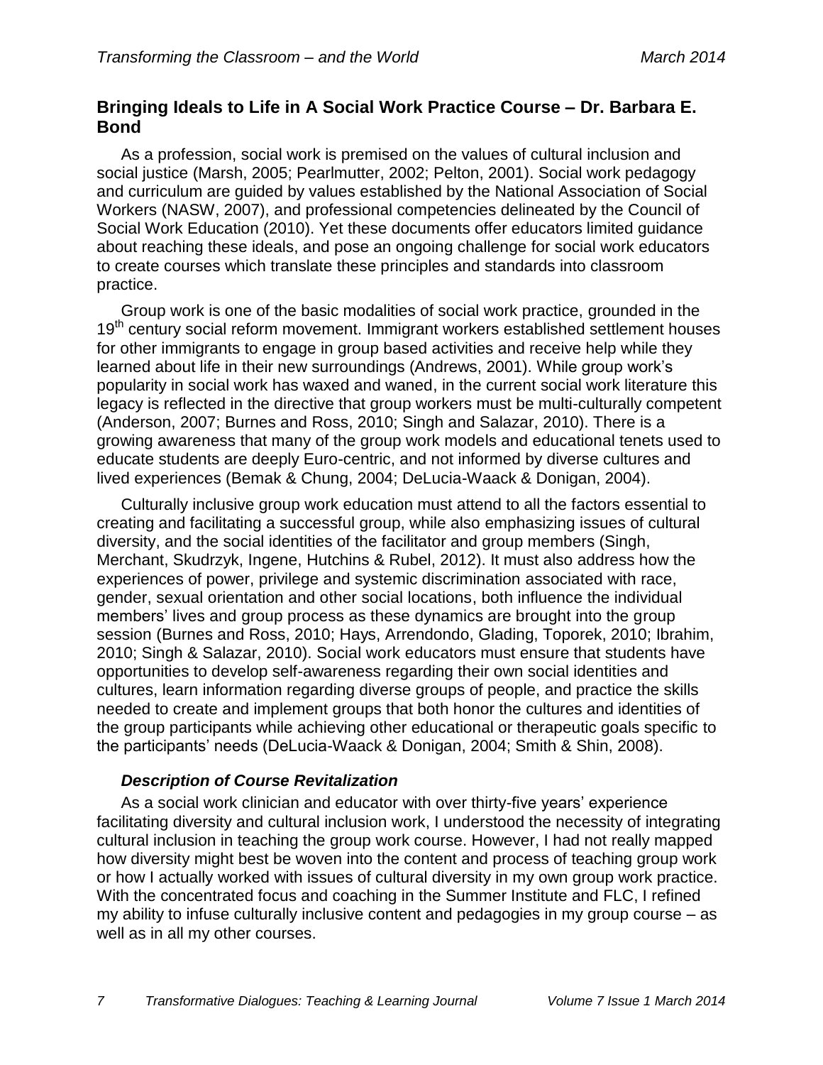## Bringing Ideals to Life in A Social Work Practice Course – Dr. Barbara E. Bond

As a profession, social work is premised on the values of cultural inclusion and social justice (Marsh, 2005; Pearlmutter, 2002; Pelton, 2001). Social work pedagogy and curriculum are guided by values established by the National Association of Social Workers (NASW, 2007), and professional competencies delineated by the Council of Social Work Education (2010). Yet these documents offer educators limited guidance about reaching these ideals, and pose an ongoing challenge for social work educators to create courses which translate these principles and standards into classroom practice.

Group work is one of the basic modalities of social work practice, grounded in the 19th century social reform movement. Immigrant workers established settlement houses for other immigrants to engage in group based activities and receive help while they learned about life in their new surroundings (Andrews, 2001). While group work's popularity in social work has waxed and waned, in the current social work literature this legacy is reflected in the directive that group workers must be multi-culturally competent (Anderson, 2007; Burnes and Ross, 2010; Singh and Salazar, 2010). There is a growing awareness that many of the group work models and educational tenets used to educate students are deeply Euro-centric, and not informed by diverse cultures and lived experiences (Bemak & Chung, 2004; DeLucia-Waack & Donigan, 2004).

Culturally inclusive group work education must attend to all the factors essential to creating and facilitating a successful group, while also emphasizing issues of cultural diversity, and the social identities of the facilitator and group members (Singh, Merchant, Skudrzyk, Ingene, Hutchins & Rubel, 2012). It must also address how the experiences of power, privilege and systemic discrimination associated with race, gender, sexual orientation and other social locations, both influence the individual members' lives and group process as these dynamics are brought into the group session (Burnes and Ross, 2010; Hays, Arrendondo, Glading, Toporek, 2010; Ibrahim, 2010; Singh & Salazar, 2010). Social work educators must ensure that students have opportunities to develop self-awareness regarding their own social identities and cultures, learn information regarding diverse groups of people, and practice the skills needed to create and implement groups that both honor the cultures and identities of the group participants while achieving other educational or therapeutic goals specific to the participants' needs (DeLucia-Waack & Donigan, 2004; Smith & Shin, 2008).

### *Description of Course Revitalization*

As a social work clinician and educator with over thirty-five years' experience facilitating diversity and cultural inclusion work, I understood the necessity of integrating cultural inclusion in teaching the group work course. However, I had not really mapped how diversity might best be woven into the content and process of teaching group work or how I actually worked with issues of cultural diversity in my own group work practice. With the concentrated focus and coaching in the Summer Institute and FLC, I refined my ability to infuse culturally inclusive content and pedagogies in my group course – as well as in all my other courses.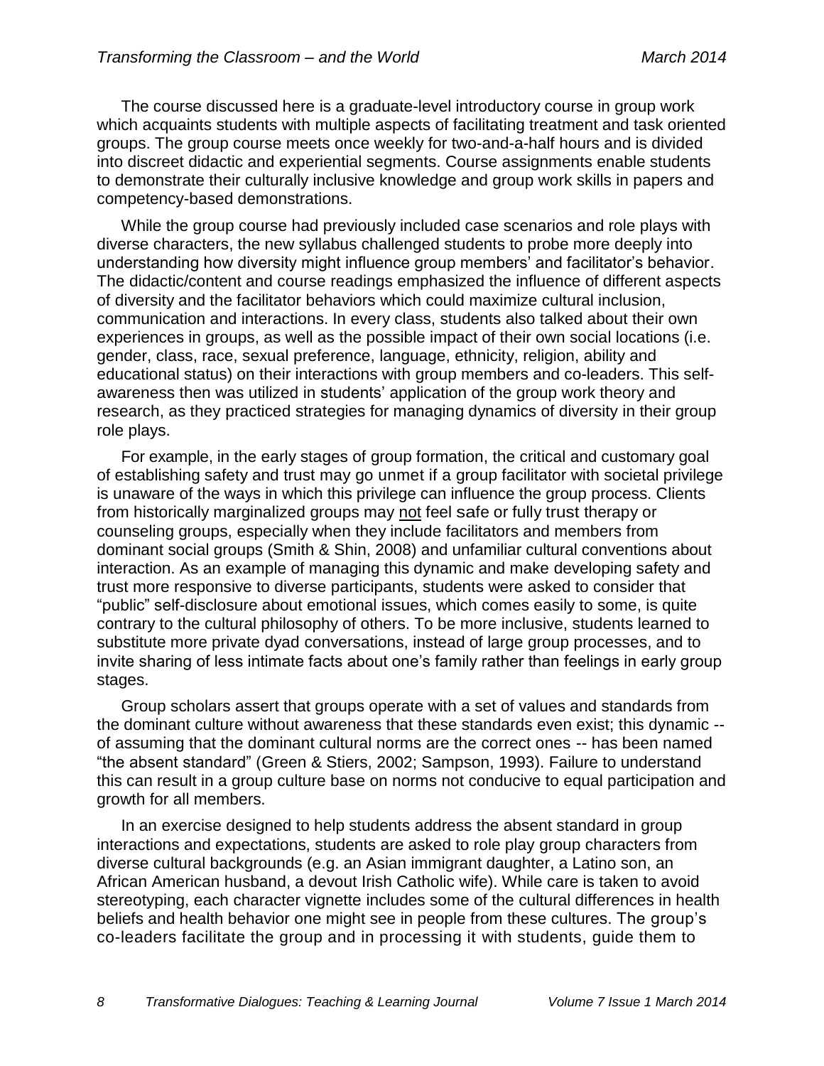The course discussed here is a graduate-level introductory course in group work which acquaints students with multiple aspects of facilitating treatment and task oriented groups. The group course meets once weekly for two-and-a-half hours and is divided into discreet didactic and experiential segments. Course assignments enable students to demonstrate their culturally inclusive knowledge and group work skills in papers and competency-based demonstrations.

While the group course had previously included case scenarios and role plays with diverse characters, the new syllabus challenged students to probe more deeply into understanding how diversity might influence group members' and facilitator's behavior. The didactic/content and course readings emphasized the influence of different aspects of diversity and the facilitator behaviors which could maximize cultural inclusion, communication and interactions. In every class, students also talked about their own experiences in groups, as well as the possible impact of their own social locations (i.e. gender, class, race, sexual preference, language, ethnicity, religion, ability and educational status) on their interactions with group members and co-leaders. This self-awareness then was utilized in students' application of the group work theory and research, as they practiced strategies for managing dynamics of diversity in their group role plays.

For example, in the early stages of group formation, the critical and customary goal of establishing safety and trust may go unmet if a group facilitator with societal privilege is unaware of the ways in which this privilege can influence the group process. Clients from historically marginalized groups may not feel safe or fully trust therapy or counseling groups, especially when they include facilitators and members from dominant social groups (Smith & Shin, 2008) and unfamiliar cultural conventions about interaction. As an example of managing this dynamic and make developing safety and trust more responsive to diverse participants, students were asked to consider that "public" self-disclosure about emotional issues, which comes easily to some, is quite contrary to the cultural philosophy of others. To be more inclusive, students learned to substitute more private dyad conversations, instead of large group processes, and to invite sharing of less intimate facts about one's family rather than feelings in early group stages.

Group scholars assert that groups operate with a set of values and standards from the dominant culture without awareness that these standards even exist; this dynamic -- of assuming that the dominant cultural norms are the correct ones -- has been named "the absent standard" (Green & Stiers, 2002; Sampson, 1993). Failure to understand this can result in a group culture base on norms not conducive to equal participation and growth for all members.

In an exercise designed to help students address the absent standard in group interactions and expectations, students are asked to role play group characters from diverse cultural backgrounds (e.g. an Asian immigrant daughter, a Latino son, an African American husband, a devout Irish Catholic wife). While care is taken to avoid stereotyping, each character vignette includes some of the cultural differences in health beliefs and health behavior one might see in people from these cultures. The group's co-leaders facilitate the group and in processing it with students, guide them to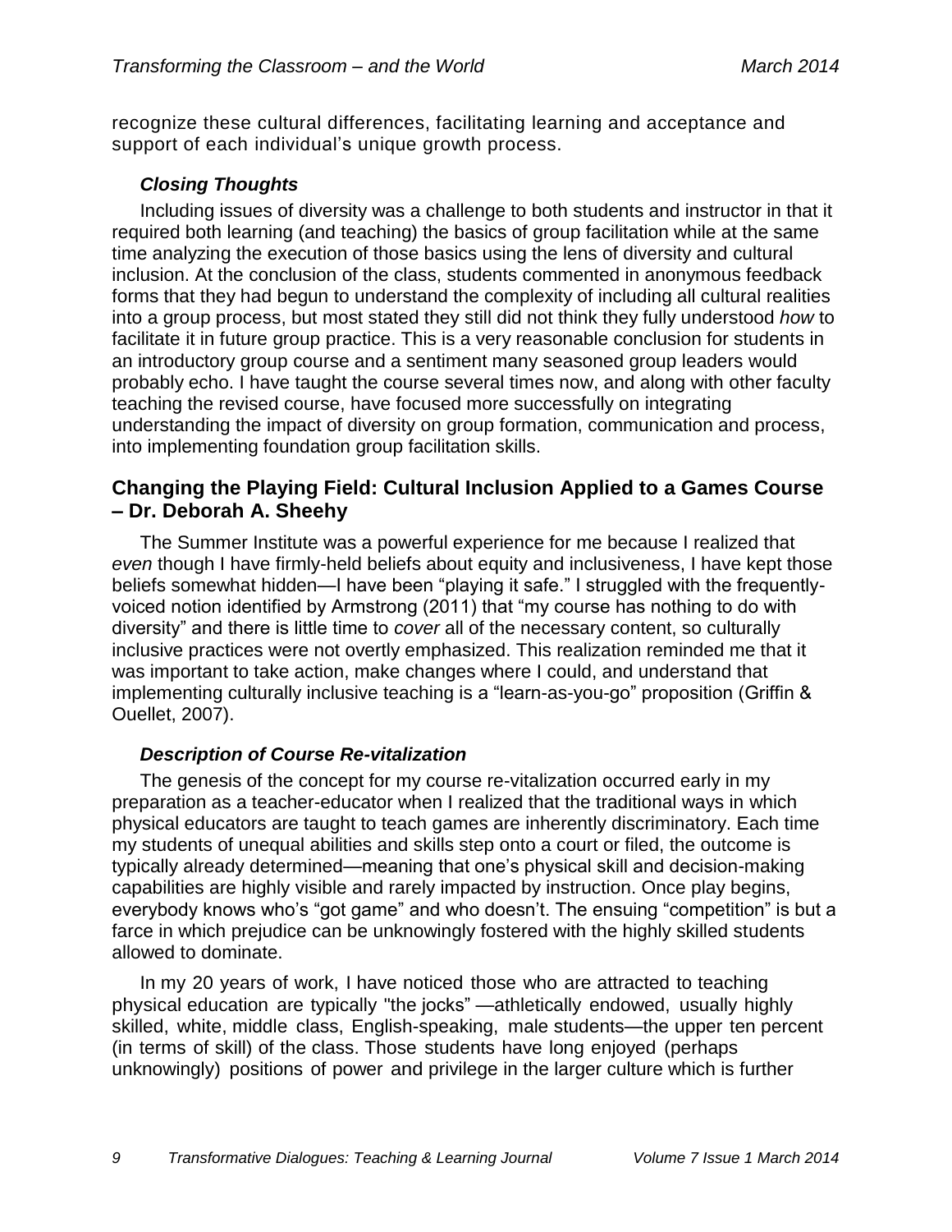recognize these cultural differences, facilitating learning and acceptance and support of each individual's unique growth process.

### *Closing Thoughts*

Including issues of diversity was a challenge to both students and instructor in that it required both learning (and teaching) the basics of group facilitation while at the same time analyzing the execution of those basics using the lens of diversity and cultural inclusion. At the conclusion of the class, students commented in anonymous feedback forms that they had begun to understand the complexity of including all cultural realities into a group process, but most stated they still did not think they fully understood *how* to facilitate it in future group practice. This is a very reasonable conclusion for students in an introductory group course and a sentiment many seasoned group leaders would probably echo. I have taught the course several times now, and along with other faculty teaching the revised course, have focused more successfully on integrating understanding the impact of diversity on group formation, communication and process, into implementing foundation group facilitation skills.

## Changing the Playing Field: Cultural Inclusion Applied to a Games Course – Dr. Deborah A. Sheehy

The Summer Institute was a powerful experience for me because I realized that *even* though I have firmly-held beliefs about equity and inclusiveness, I have kept those beliefs somewhat hidden—I have been "playing it safe." I struggled with the frequently-voiced notion identified by Armstrong (2011) that "my course has nothing to do with diversity" and there is little time to *cover* all of the necessary content, so culturally inclusive practices were not overtly emphasized. This realization reminded me that it was important to take action, make changes where I could, and understand that implementing culturally inclusive teaching is a "learn-as-you-go" proposition (Griffin & Ouellet, 2007).

### *Description of Course Re-vitalization*

The genesis of the concept for my course re-vitalization occurred early in my preparation as a teacher-educator when I realized that the traditional ways in which physical educators are taught to teach games are inherently discriminatory. Each time my students of unequal abilities and skills step onto a court or filed, the outcome is typically already determined—meaning that one's physical skill and decision-making capabilities are highly visible and rarely impacted by instruction. Once play begins, everybody knows who's "got game" and who doesn't. The ensuing "competition" is but a farce in which prejudice can be unknowingly fostered with the highly skilled students allowed to dominate.

In my 20 years of work, I have noticed those who are attracted to teaching physical education are typically "the jocks" —athletically endowed, usually highly skilled, white, middle class, English-speaking, male students—the upper ten percent (in terms of skill) of the class. Those students have long enjoyed (perhaps unknowingly) positions of power and privilege in the larger culture which is further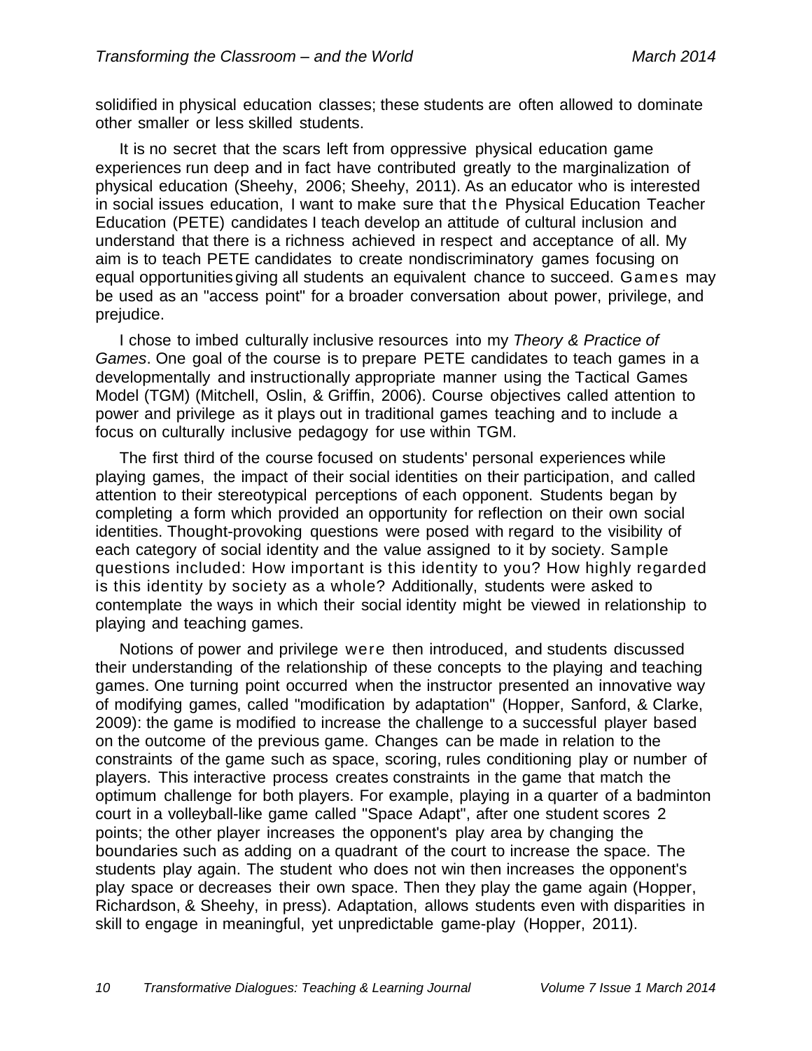solidified in physical education classes; these students are often allowed to dominate other smaller or less skilled students.

It is no secret that the scars left from oppressive physical education game experiences run deep and in fact have contributed greatly to the marginalization of physical education (Sheehy, 2006; Sheehy, 2011). As an educator who is interested in social issues education, I want to make sure that the Physical Education Teacher Education (PETE) candidates I teach develop an attitude of cultural inclusion and understand that there is a richness achieved in respect and acceptance of all. My aim is to teach PETE candidates to create nondiscriminatory games focusing on equal opportunities giving all students an equivalent chance to succeed. Games may be used as an "access point" for a broader conversation about power, privilege, and prejudice.

I chose to imbed culturally inclusive resources into my *Theory & Practice of Games*. One goal of the course is to prepare PETE candidates to teach games in a developmentally and instructionally appropriate manner using the Tactical Games Model (TGM) (Mitchell, Oslin, & Griffin, 2006). Course objectives called attention to power and privilege as it plays out in traditional games teaching and to include a focus on culturally inclusive pedagogy for use within TGM.

The first third of the course focused on students' personal experiences while playing games, the impact of their social identities on their participation, and called attention to their stereotypical perceptions of each opponent. Students began by completing a form which provided an opportunity for reflection on their own social identities. Thought-provoking questions were posed with regard to the visibility of each category of social identity and the value assigned to it by society. Sample questions included: How important is this identity to you? How highly regarded is this identity by society as a whole? Additionally, students were asked to contemplate the ways in which their social identity might be viewed in relationship to playing and teaching games.

Notions of power and privilege were then introduced, and students discussed their understanding of the relationship of these concepts to the playing and teaching games. One turning point occurred when the instructor presented an innovative way of modifying games, called "modification by adaptation" (Hopper, Sanford, & Clarke, 2009): the game is modified to increase the challenge to a successful player based on the outcome of the previous game. Changes can be made in relation to the constraints of the game such as space, scoring, rules conditioning play or number of players. This interactive process creates constraints in the game that match the optimum challenge for both players. For example, playing in a quarter of a badminton court in a volleyball-like game called "Space Adapt", after one student scores 2 points; the other player increases the opponent's play area by changing the boundaries such as adding on a quadrant of the court to increase the space. The students play again. The student who does not win then increases the opponent's play space or decreases their own space. Then they play the game again (Hopper, Richardson, & Sheehy, in press). Adaptation, allows students even with disparities in skill to engage in meaningful, yet unpredictable game-play (Hopper, 2011).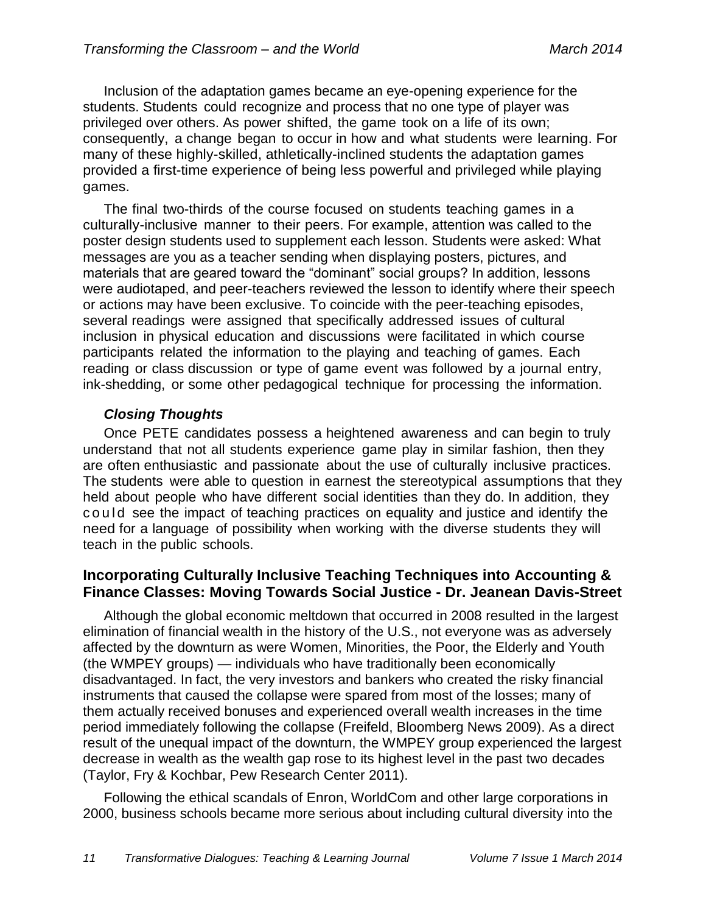Inclusion of the adaptation games became an eye-opening experience for the students. Students could recognize and process that no one type of player was privileged over others. As power shifted, the game took on a life of its own; consequently, a change began to occur in how and what students were learning. For many of these highly-skilled, athletically-inclined students the adaptation games provided a first-time experience of being less powerful and privileged while playing games.

The final two-thirds of the course focused on students teaching games in a culturally-inclusive manner to their peers. For example, attention was called to the poster design students used to supplement each lesson. Students were asked: What messages are you as a teacher sending when displaying posters, pictures, and materials that are geared toward the "dominant" social groups? In addition, lessons were audiotaped, and peer-teachers reviewed the lesson to identify where their speech or actions may have been exclusive. To coincide with the peer-teaching episodes, several readings were assigned that specifically addressed issues of cultural inclusion in physical education and discussions were facilitated in which course participants related the information to the playing and teaching of games. Each reading or class discussion or type of game event was followed by a journal entry, ink-shedding, or some other pedagogical technique for processing the information.

### *Closing Thoughts*

Once PETE candidates possess a heightened awareness and can begin to truly understand that not all students experience game play in similar fashion, then they are often enthusiastic and passionate about the use of culturally inclusive practices. The students were able to question in earnest the stereotypical assumptions that they held about people who have different social identities than they do. In addition, they could see the impact of teaching practices on equality and justice and identify the need for a language of possibility when working with the diverse students they will teach in the public schools.

## Incorporating Culturally Inclusive Teaching Techniques into Accounting & Finance Classes: Moving Towards Social Justice - Dr. Jeanean Davis-Street

Although the global economic meltdown that occurred in 2008 resulted in the largest elimination of financial wealth in the history of the U.S., not everyone was as adversely affected by the downturn as were Women, Minorities, the Poor, the Elderly and Youth (the WMPEY groups) — individuals who have traditionally been economically disadvantaged. In fact, the very investors and bankers who created the risky financial instruments that caused the collapse were spared from most of the losses; many of them actually received bonuses and experienced overall wealth increases in the time period immediately following the collapse (Freifeld, Bloomberg News 2009). As a direct result of the unequal impact of the downturn, the WMPEY group experienced the largest decrease in wealth as the wealth gap rose to its highest level in the past two decades (Taylor, Fry & Kochbar, Pew Research Center 2011).

Following the ethical scandals of Enron, WorldCom and other large corporations in 2000, business schools became more serious about including cultural diversity into the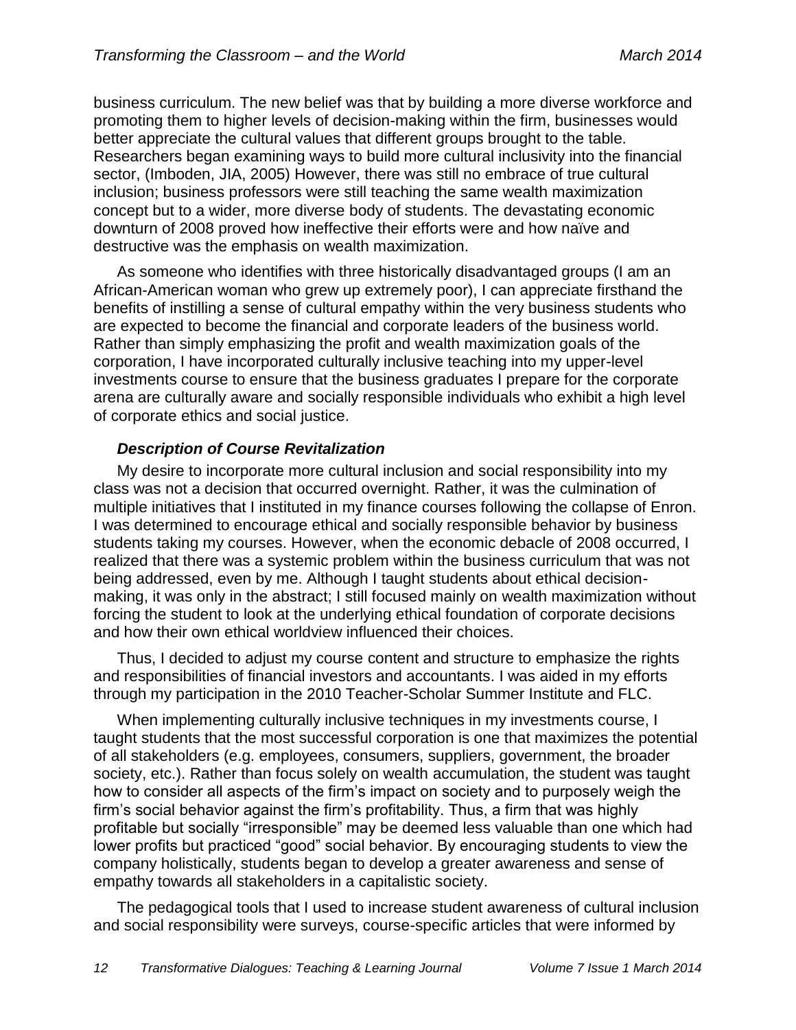business curriculum. The new belief was that by building a more diverse workforce and promoting them to higher levels of decision-making within the firm, businesses would better appreciate the cultural values that different groups brought to the table. Researchers began examining ways to build more cultural inclusivity into the financial sector, (Imboden, JIA, 2005) However, there was still no embrace of true cultural inclusion; business professors were still teaching the same wealth maximization concept but to a wider, more diverse body of students. The devastating economic downturn of 2008 proved how ineffective their efforts were and how naïve and destructive was the emphasis on wealth maximization.

As someone who identifies with three historically disadvantaged groups (I am an African-American woman who grew up extremely poor), I can appreciate firsthand the benefits of instilling a sense of cultural empathy within the very business students who are expected to become the financial and corporate leaders of the business world. Rather than simply emphasizing the profit and wealth maximization goals of the corporation, I have incorporated culturally inclusive teaching into my upper-level investments course to ensure that the business graduates I prepare for the corporate arena are culturally aware and socially responsible individuals who exhibit a high level of corporate ethics and social justice.

### *Description of Course Revitalization*

My desire to incorporate more cultural inclusion and social responsibility into my class was not a decision that occurred overnight. Rather, it was the culmination of multiple initiatives that I instituted in my finance courses following the collapse of Enron. I was determined to encourage ethical and socially responsible behavior by business students taking my courses. However, when the economic debacle of 2008 occurred, I realized that there was a systemic problem within the business curriculum that was not being addressed, even by me. Although I taught students about ethical decision-making, it was only in the abstract; I still focused mainly on wealth maximization without forcing the student to look at the underlying ethical foundation of corporate decisions and how their own ethical worldview influenced their choices.

Thus, I decided to adjust my course content and structure to emphasize the rights and responsibilities of financial investors and accountants. I was aided in my efforts through my participation in the 2010 Teacher-Scholar Summer Institute and FLC.

When implementing culturally inclusive techniques in my investments course, I taught students that the most successful corporation is one that maximizes the potential of all stakeholders (e.g. employees, consumers, suppliers, government, the broader society, etc.). Rather than focus solely on wealth accumulation, the student was taught how to consider all aspects of the firm's impact on society and to purposely weigh the firm's social behavior against the firm's profitability. Thus, a firm that was highly profitable but socially "irresponsible" may be deemed less valuable than one which had lower profits but practiced "good" social behavior. By encouraging students to view the company holistically, students began to develop a greater awareness and sense of empathy towards all stakeholders in a capitalistic society.

The pedagogical tools that I used to increase student awareness of cultural inclusion and social responsibility were surveys, course-specific articles that were informed by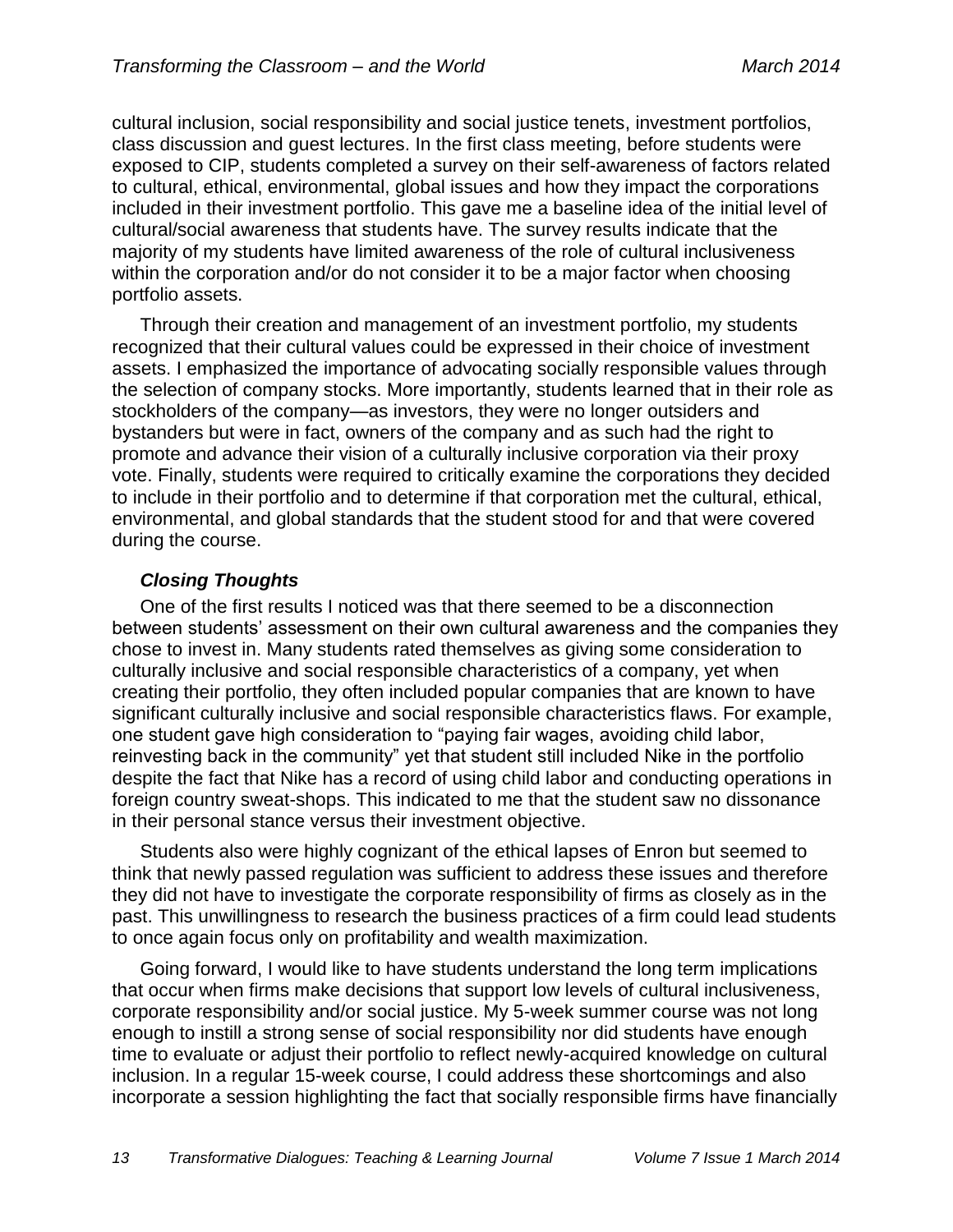cultural inclusion, social responsibility and social justice tenets, investment portfolios, class discussion and guest lectures. In the first class meeting, before students were exposed to CIP, students completed a survey on their self-awareness of factors related to cultural, ethical, environmental, global issues and how they impact the corporations included in their investment portfolio. This gave me a baseline idea of the initial level of cultural/social awareness that students have. The survey results indicate that the majority of my students have limited awareness of the role of cultural inclusiveness within the corporation and/or do not consider it to be a major factor when choosing portfolio assets.

Through their creation and management of an investment portfolio, my students recognized that their cultural values could be expressed in their choice of investment assets. I emphasized the importance of advocating socially responsible values through the selection of company stocks. More importantly, students learned that in their role as stockholders of the company—as investors, they were no longer outsiders and bystanders but were in fact, owners of the company and as such had the right to promote and advance their vision of a culturally inclusive corporation via their proxy vote. Finally, students were required to critically examine the corporations they decided to include in their portfolio and to determine if that corporation met the cultural, ethical, environmental, and global standards that the student stood for and that were covered during the course.

### *Closing Thoughts*

One of the first results I noticed was that there seemed to be a disconnection between students' assessment on their own cultural awareness and the companies they chose to invest in. Many students rated themselves as giving some consideration to culturally inclusive and social responsible characteristics of a company, yet when creating their portfolio, they often included popular companies that are known to have significant culturally inclusive and social responsible characteristics flaws. For example, one student gave high consideration to "paying fair wages, avoiding child labor, reinvesting back in the community" yet that student still included Nike in the portfolio despite the fact that Nike has a record of using child labor and conducting operations in foreign country sweat-shops. This indicated to me that the student saw no dissonance in their personal stance versus their investment objective.

Students also were highly cognizant of the ethical lapses of Enron but seemed to think that newly passed regulation was sufficient to address these issues and therefore they did not have to investigate the corporate responsibility of firms as closely as in the past. This unwillingness to research the business practices of a firm could lead students to once again focus only on profitability and wealth maximization.

Going forward, I would like to have students understand the long term implications that occur when firms make decisions that support low levels of cultural inclusiveness, corporate responsibility and/or social justice. My 5-week summer course was not long enough to instill a strong sense of social responsibility nor did students have enough time to evaluate or adjust their portfolio to reflect newly-acquired knowledge on cultural inclusion. In a regular 15-week course, I could address these shortcomings and also incorporate a session highlighting the fact that socially responsible firms have financially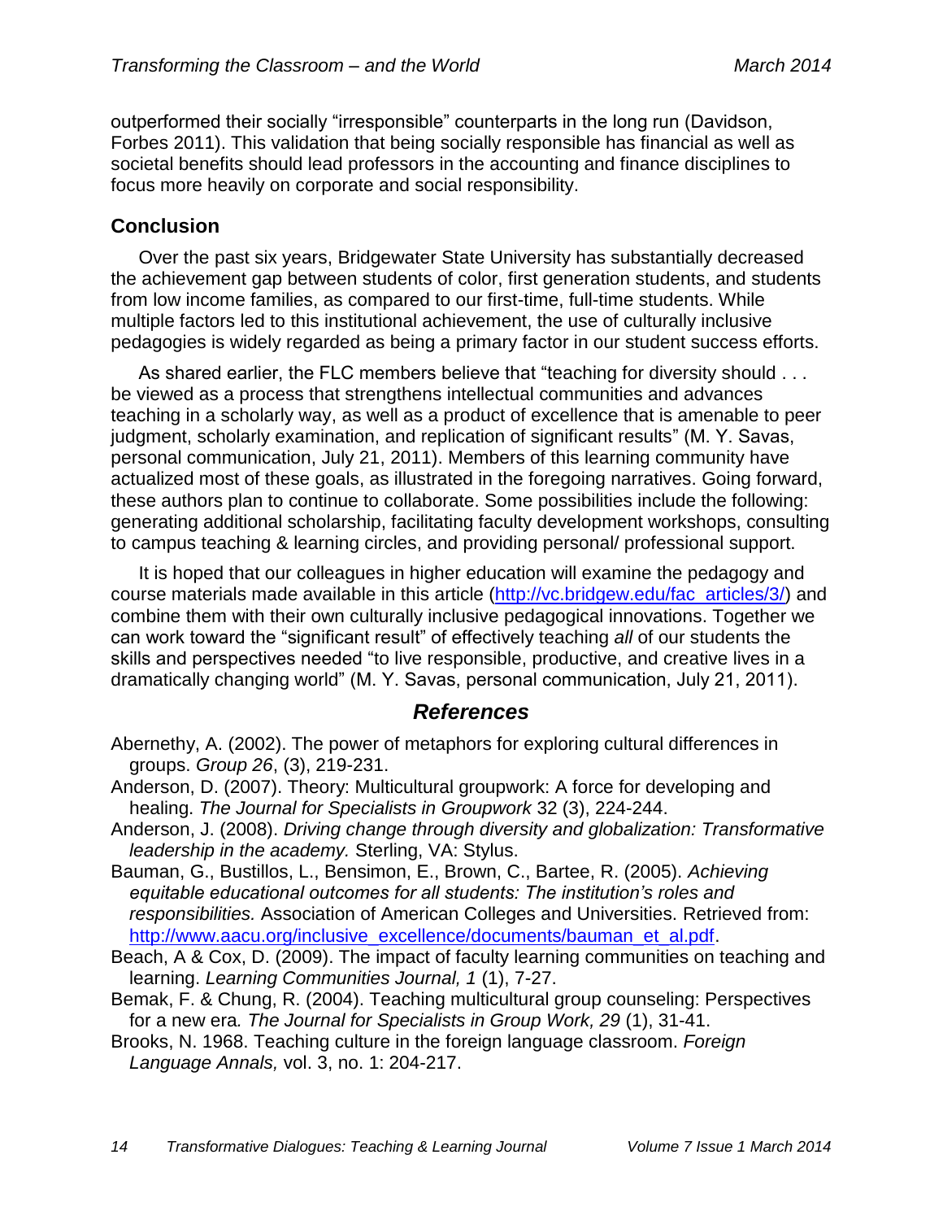outperformed their socially "irresponsible" counterparts in the long run (Davidson, Forbes 2011). This validation that being socially responsible has financial as well as societal benefits should lead professors in the accounting and finance disciplines to focus more heavily on corporate and social responsibility.

## Conclusion

Over the past six years, Bridgewater State University has substantially decreased the achievement gap between students of color, first generation students, and students from low income families, as compared to our first-time, full-time students. While multiple factors led to this institutional achievement, the use of culturally inclusive pedagogies is widely regarded as being a primary factor in our student success efforts.

As shared earlier, the FLC members believe that "teaching for diversity should . . . be viewed as a process that strengthens intellectual communities and advances teaching in a scholarly way, as well as a product of excellence that is amenable to peer judgment, scholarly examination, and replication of significant results" (M. Y. Savas, personal communication, July 21, 2011). Members of this learning community have actualized most of these goals, as illustrated in the foregoing narratives. Going forward, these authors plan to continue to collaborate. Some possibilities include the following: generating additional scholarship, facilitating faculty development workshops, consulting to campus teaching & learning circles, and providing personal/ professional support.

It is hoped that our colleagues in higher education will examine the pedagogy and course materials made available in this article (http://vc.bridgew.edu/fac_articles/3/) and combine them with their own culturally inclusive pedagogical innovations. Together we can work toward the "significant result" of effectively teaching *all* of our students the skills and perspectives needed "to live responsible, productive, and creative lives in a dramatically changing world" (M. Y. Savas, personal communication, July 21, 2011).

## *References*

Abernethy, A. (2002). The power of metaphors for exploring cultural differences in groups. *Group 26*, (3), 219-231.

Anderson, D. (2007). Theory: Multicultural groupwork: A force for developing and healing. *The Journal for Specialists in Groupwork* 32 (3), 224-244.

Anderson, J. (2008). *Driving change through diversity and globalization: Transformative leadership in the academy.* Sterling, VA: Stylus.

Bauman, G., Bustillos, L., Bensimon, E., Brown, C., Bartee, R. (2005). *Achieving equitable educational outcomes for all students: The institution's roles and responsibilities.* Association of American Colleges and Universities. Retrieved from: http://www.aacu.org/inclusive_excellence/documents/bauman_et_al.pdf.

Beach, A & Cox, D. (2009). The impact of faculty learning communities on teaching and learning. *Learning Communities Journal, 1* (1), 7-27.

Bemak, F. & Chung, R. (2004). Teaching multicultural group counseling: Perspectives for a new era*. The Journal for Specialists in Group Work, 29* (1), 31-41.

Brooks, N. 1968. Teaching culture in the foreign language classroom. *Foreign Language Annals,* vol. 3, no. 1: 204-217.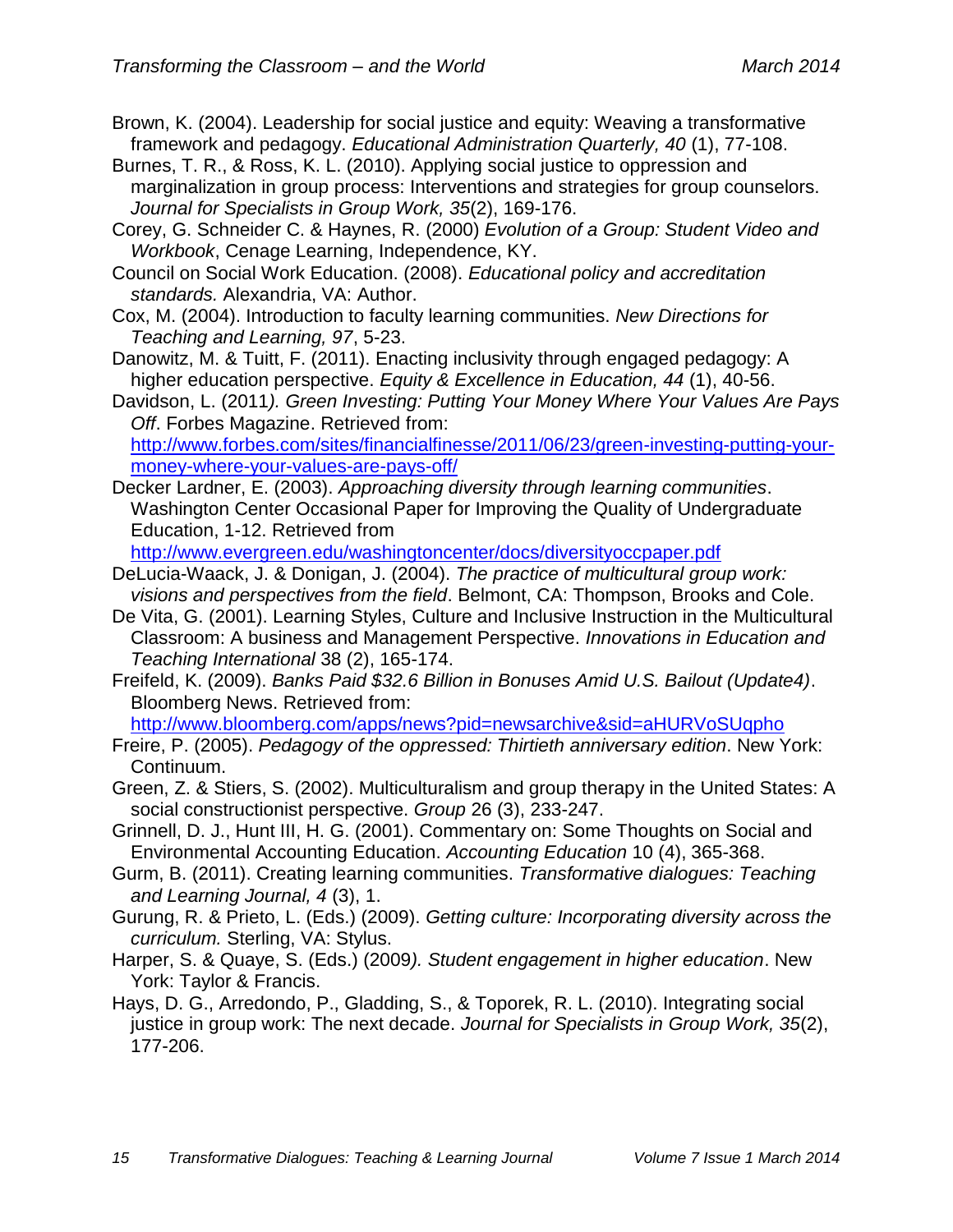Brown, K. (2004). Leadership for social justice and equity: Weaving a transformative framework and pedagogy. *Educational Administration Quarterly, 40* (1), 77-108.

Burnes, T. R., & Ross, K. L. (2010). Applying social justice to oppression and marginalization in group process: Interventions and strategies for group counselors. *Journal for Specialists in Group Work, 35*(2), 169-176.

Corey, G. Schneider C. & Haynes, R. (2000) *Evolution of a Group: Student Video and Workbook*, Cenage Learning, Independence, KY.

Council on Social Work Education. (2008). *Educational policy and accreditation standards.* Alexandria, VA: Author.

Cox, M. (2004). Introduction to faculty learning communities. *New Directions for Teaching and Learning, 97*, 5-23.

Danowitz, M. & Tuitt, F. (2011). Enacting inclusivity through engaged pedagogy: A higher education perspective. *Equity & Excellence in Education, 44* (1), 40-56.

Davidson, L. (2011*). Green Investing: Putting Your Money Where Your Values Are Pays Off*. Forbes Magazine. Retrieved from: http://www.forbes.com/sites/financialfinesse/2011/06/23/green-investing-putting-your-money-where-your-values-are-pays-off/

Decker Lardner, E. (2003). *Approaching diversity through learning communities*. Washington Center Occasional Paper for Improving the Quality of Undergraduate Education, 1-12. Retrieved from http://www.evergreen.edu/washingtoncenter/docs/diversityoccpaper.pdf

DeLucia-Waack, J. & Donigan, J. (2004). *The practice of multicultural group work: visions and perspectives from the field*. Belmont, CA: Thompson, Brooks and Cole.

De Vita, G. (2001). Learning Styles, Culture and Inclusive Instruction in the Multicultural Classroom: A business and Management Perspective. *Innovations in Education and Teaching International* 38 (2), 165-174.

Freifeld, K. (2009). *Banks Paid $32.6 Billion in Bonuses Amid U.S. Bailout (Update4)*. Bloomberg News. Retrieved from: http://www.bloomberg.com/apps/news?pid=newsarchive&sid=aHURVoSUqpho

Freire, P. (2005). *Pedagogy of the oppressed: Thirtieth anniversary edition*. New York: Continuum.

Green, Z. & Stiers, S. (2002). Multiculturalism and group therapy in the United States: A social constructionist perspective. *Group* 26 (3), 233-247.

Grinnell, D. J., Hunt III, H. G. (2001). Commentary on: Some Thoughts on Social and Environmental Accounting Education. *Accounting Education* 10 (4), 365-368.

Gurm, B. (2011). Creating learning communities. *Transformative dialogues: Teaching and Learning Journal, 4* (3), 1.

Gurung, R. & Prieto, L. (Eds.) (2009). *Getting culture: Incorporating diversity across the curriculum.* Sterling, VA: Stylus.

Harper, S. & Quaye, S. (Eds.) (2009*). Student engagement in higher education*. New York: Taylor & Francis.

Hays, D. G., Arredondo, P., Gladding, S., & Toporek, R. L. (2010). Integrating social justice in group work: The next decade. *Journal for Specialists in Group Work, 35*(2), 177-206.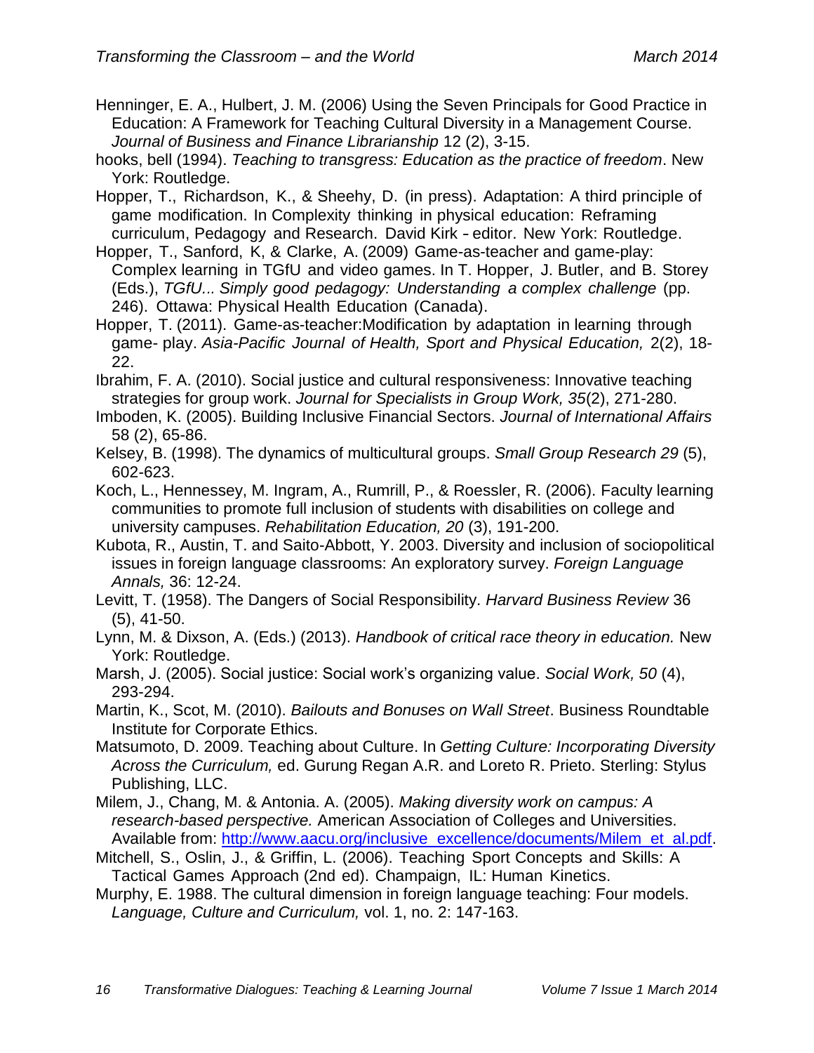Henninger, E. A., Hulbert, J. M. (2006) Using the Seven Principals for Good Practice in Education: A Framework for Teaching Cultural Diversity in a Management Course. *Journal of Business and Finance Librarianship* 12 (2), 3-15.

hooks, bell (1994). *Teaching to transgress: Education as the practice of freedom*. New York: Routledge.

Hopper, T., Richardson, K., & Sheehy, D. (in press). Adaptation: A third principle of game modification. In Complexity thinking in physical education: Reframing curriculum, Pedagogy and Research. David Kirk - editor. New York: Routledge.

Hopper, T., Sanford, K, & Clarke, A. (2009) Game-as-teacher and game-play: Complex learning in TGfU and video games. In T. Hopper, J. Butler, and B. Storey (Eds.), *TGfU... Simply good pedagogy: Understanding a complex challenge* (pp. 246). Ottawa: Physical Health Education (Canada).

Hopper, T. (2011). Game-as-teacher:Modification by adaptation in learning through game- play. *Asia-Pacific Journal of Health, Sport and Physical Education,* 2(2), 18-22.

Ibrahim, F. A. (2010). Social justice and cultural responsiveness: Innovative teaching strategies for group work. *Journal for Specialists in Group Work, 35*(2), 271-280.

Imboden, K. (2005). Building Inclusive Financial Sectors. *Journal of International Affairs* 58 (2), 65-86.

Kelsey, B. (1998). The dynamics of multicultural groups. *Small Group Research 29* (5), 602-623.

Koch, L., Hennessey, M. Ingram, A., Rumrill, P., & Roessler, R. (2006). Faculty learning communities to promote full inclusion of students with disabilities on college and university campuses. *Rehabilitation Education, 20* (3), 191-200.

Kubota, R., Austin, T. and Saito-Abbott, Y. 2003. Diversity and inclusion of sociopolitical issues in foreign language classrooms: An exploratory survey. *Foreign Language Annals,* 36: 12-24.

Levitt, T. (1958). The Dangers of Social Responsibility. *Harvard Business Review* 36 (5), 41-50.

Lynn, M. & Dixson, A. (Eds.) (2013). *Handbook of critical race theory in education.* New York: Routledge.

Marsh, J. (2005). Social justice: Social work's organizing value. *Social Work, 50* (4), 293-294.

Martin, K., Scot, M. (2010). *Bailouts and Bonuses on Wall Street*. Business Roundtable Institute for Corporate Ethics.

Matsumoto, D. 2009. Teaching about Culture. In *Getting Culture: Incorporating Diversity Across the Curriculum,* ed. Gurung Regan A.R. and Loreto R. Prieto. Sterling: Stylus Publishing, LLC.

Milem, J., Chang, M. & Antonia. A. (2005). *Making diversity work on campus: A research-based perspective.* American Association of Colleges and Universities. Available from: http://www.aacu.org/inclusive_excellence/documents/Milem_et_al.pdf.

Mitchell, S., Oslin, J., & Griffin, L. (2006). Teaching Sport Concepts and Skills: A Tactical Games Approach (2nd ed). Champaign, IL: Human Kinetics.

Murphy, E. 1988. The cultural dimension in foreign language teaching: Four models. *Language, Culture and Curriculum,* vol. 1, no. 2: 147-163.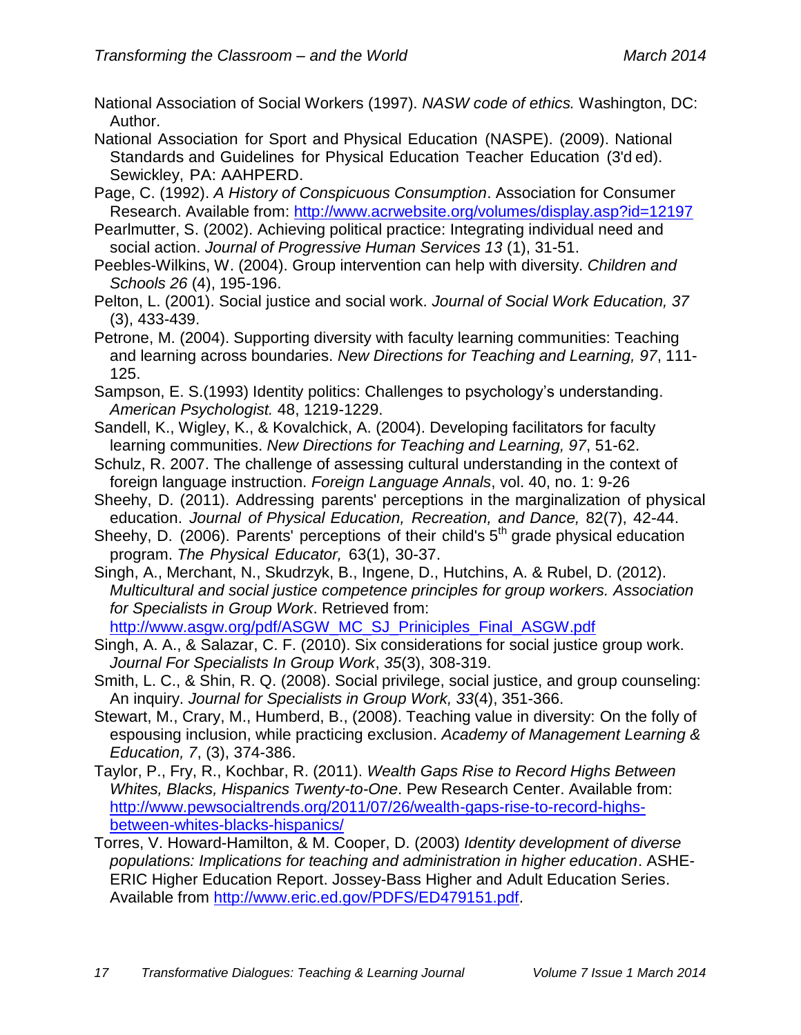National Association of Social Workers (1997). *NASW code of ethics.* Washington, DC: Author.

National Association for Sport and Physical Education (NASPE). (2009). National Standards and Guidelines for Physical Education Teacher Education (3'd ed). Sewickley, PA: AAHPERD.

Page, C. (1992). *A History of Conspicuous Consumption*. Association for Consumer Research. Available from: http://www.acrwebsite.org/volumes/display.asp?id=12197

Pearlmutter, S. (2002). Achieving political practice: Integrating individual need and social action. *Journal of Progressive Human Services 13* (1), 31-51.

Peebles-Wilkins, W. (2004). Group intervention can help with diversity. *Children and Schools 26* (4), 195-196.

Pelton, L. (2001). Social justice and social work. *Journal of Social Work Education, 37* (3), 433-439.

Petrone, M. (2004). Supporting diversity with faculty learning communities: Teaching and learning across boundaries. *New Directions for Teaching and Learning, 97*, 111-125.

Sampson, E. S.(1993) Identity politics: Challenges to psychology's understanding. *American Psychologist.* 48, 1219-1229.

Sandell, K., Wigley, K., & Kovalchick, A. (2004). Developing facilitators for faculty learning communities. *New Directions for Teaching and Learning, 97*, 51-62.

Schulz, R. 2007. The challenge of assessing cultural understanding in the context of foreign language instruction. *Foreign Language Annals*, vol. 40, no. 1: 9-26

Sheehy, D. (2011). Addressing parents' perceptions in the marginalization of physical education. *Journal of Physical Education, Recreation, and Dance,* 82(7), 42-44.

Sheehy, D. (2006). Parents' perceptions of their child's 5th grade physical education program. *The Physical Educator,* 63(1), 30-37.

Singh, A., Merchant, N., Skudrzyk, B., Ingene, D., Hutchins, A. & Rubel, D. (2012). *Multicultural and social justice competence principles for group workers. Association for Specialists in Group Work*. Retrieved from: http://www.asgw.org/pdf/ASGW_MC_SJ_Priniciples_Final_ASGW.pdf

Singh, A. A., & Salazar, C. F. (2010). Six considerations for social justice group work. *Journal For Specialists In Group Work*, *35*(3), 308-319.

Smith, L. C., & Shin, R. Q. (2008). Social privilege, social justice, and group counseling: An inquiry. *Journal for Specialists in Group Work, 33*(4), 351-366.

Stewart, M., Crary, M., Humberd, B., (2008). Teaching value in diversity: On the folly of espousing inclusion, while practicing exclusion. *Academy of Management Learning & Education, 7*, (3), 374-386.

Taylor, P., Fry, R., Kochbar, R. (2011). *Wealth Gaps Rise to Record Highs Between Whites, Blacks, Hispanics Twenty-to-One*. Pew Research Center. Available from: http://www.pewsocialtrends.org/2011/07/26/wealth-gaps-rise-to-record-highs-between-whites-blacks-hispanics/

Torres, V. Howard-Hamilton, & M. Cooper, D. (2003) *Identity development of diverse populations: Implications for teaching and administration in higher education*. ASHE-ERIC Higher Education Report. Jossey-Bass Higher and Adult Education Series. Available from http://www.eric.ed.gov/PDFS/ED479151.pdf.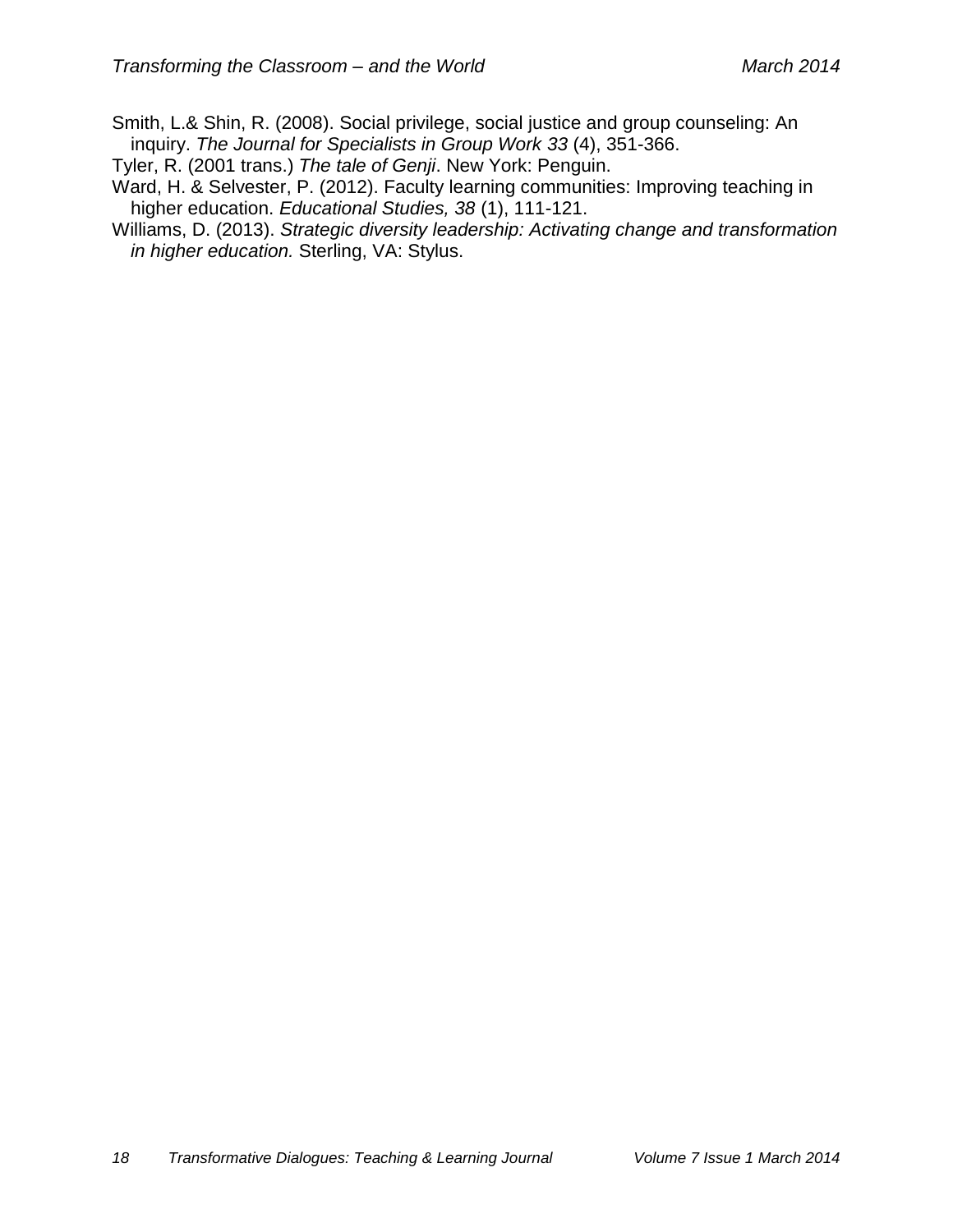Smith, L.& Shin, R. (2008). Social privilege, social justice and group counseling: An inquiry. *The Journal for Specialists in Group Work 33* (4), 351-366.

Tyler, R. (2001 trans.) *The tale of Genji*. New York: Penguin.

Ward, H. & Selvester, P. (2012). Faculty learning communities: Improving teaching in higher education. *Educational Studies, 38* (1), 111-121.

Williams, D. (2013). *Strategic diversity leadership: Activating change and transformation in higher education.* Sterling, VA: Stylus.